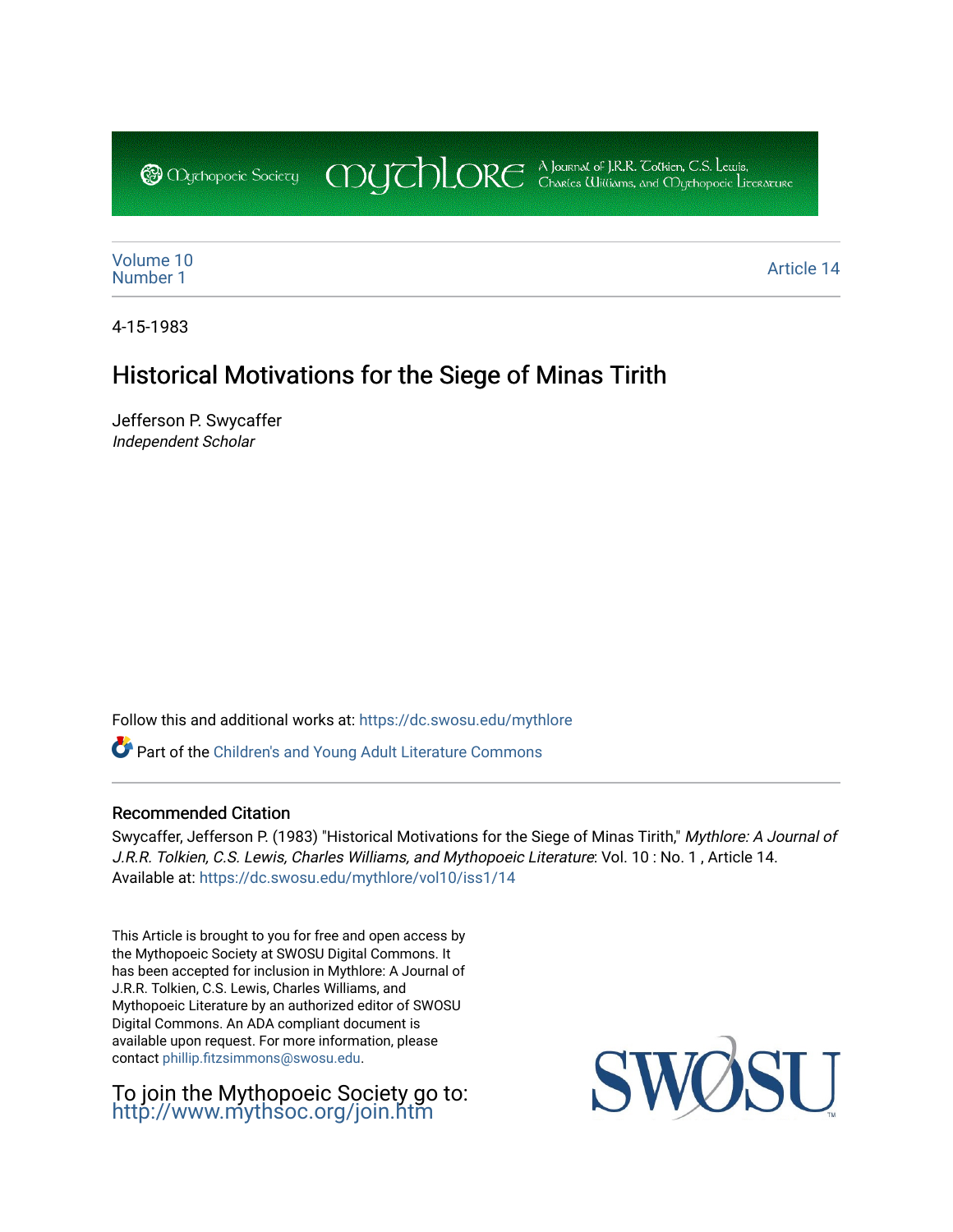Volume 10
Number 1

Article 14

4-15-1983

# Historical Motivations for the Siege of Minas Tirith

Jefferson P. Swycaffer
*Independent Scholar*

Follow this and additional works at: https://dc.swosu.edu/mythlore

Part of the Children's and Young Adult Literature Commons

### Recommended Citation

Swycaffer, Jefferson P. (1983) "Historical Motivations for the Siege of Minas Tirith," *Mythlore: A Journal of J.R.R. Tolkien, C.S. Lewis, Charles Williams, and Mythopoeic Literature*: Vol. 10 : No. 1 , Article 14.
Available at: https://dc.swosu.edu/mythlore/vol10/iss1/14

This Article is brought to you for free and open access by the Mythopoeic Society at SWOSU Digital Commons. It has been accepted for inclusion in Mythlore: A Journal of J.R.R. Tolkien, C.S. Lewis, Charles Williams, and Mythopoeic Literature by an authorized editor of SWOSU Digital Commons. An ADA compliant document is available upon request. For more information, please contact phillip.fitzsimmons@swosu.edu.

To join the Mythopoeic Society go to: http://www.mythsoc.org/join.htm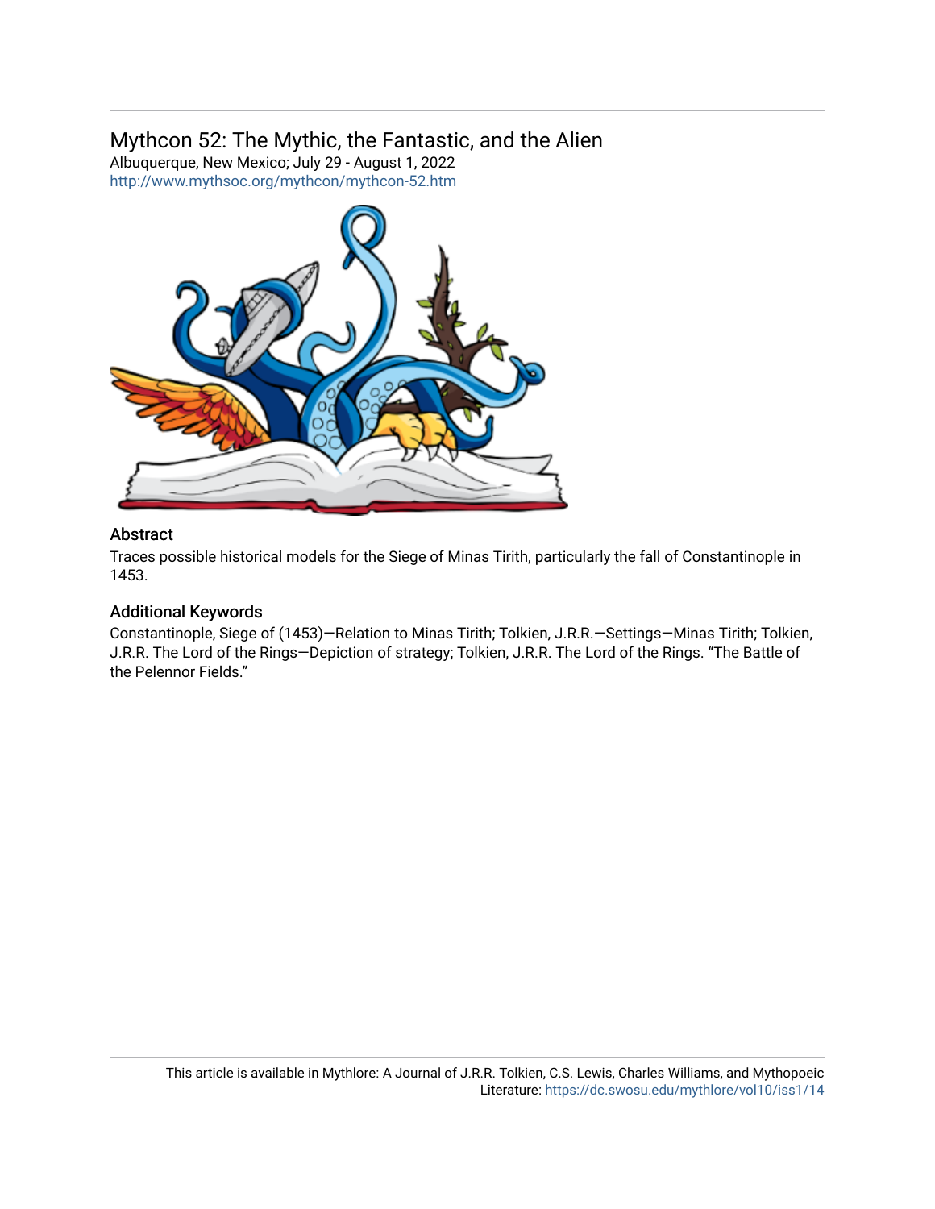## Mythcon 52: The Mythic, the Fantastic, and the Alien

Albuquerque, New Mexico; July 29 - August 1, 2022

http://www.mythsoc.org/mythcon/mythcon-52.htm

### Abstract

Traces possible historical models for the Siege of Minas Tirith, particularly the fall of Constantinople in 1453.

### Additional Keywords

Constantinople, Siege of (1453)—Relation to Minas Tirith; Tolkien, J.R.R.—Settings—Minas Tirith; Tolkien, J.R.R. The Lord of the Rings—Depiction of strategy; Tolkien, J.R.R. The Lord of the Rings. "The Battle of the Pelennor Fields."

This article is available in Mythlore: A Journal of J.R.R. Tolkien, C.S. Lewis, Charles Williams, and Mythopoeic Literature: https://dc.swosu.edu/mythlore/vol10/iss1/14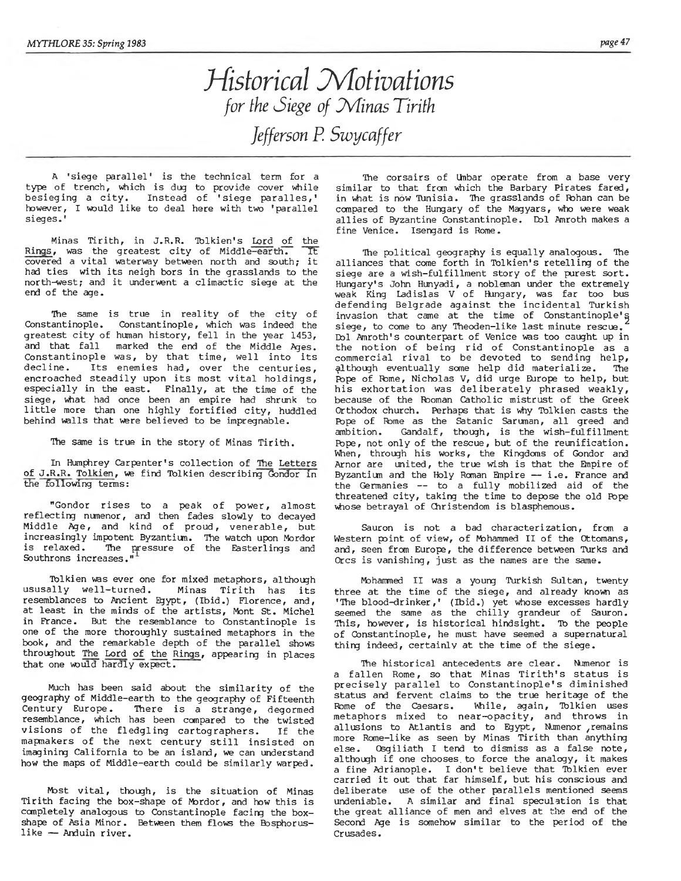# Historical Motivations for the Siege of Minas Tirith

## Jefferson P. Swycaffer

A 'siege parallel' is the technical term for a type of trench, which is dug to provide cover while besieging a city. Instead of 'siege paralles,' however, I would like to deal here with two 'parallel sieges.'

Minas Tirith, in J.R.R. Tolkien's Lord of the Rings, was the greatest city of Middle-earth. It covered a vital waterway between north and south; it had ties with its neigh bors in the grasslands to the north-west; and it underwent a climactic siege at the end of the age.

The same is true in reality of the city of Constantinople. Constantinople, which was indeed the greatest city of human history, fell in the year 1453, and that fall marked the end of the Middle Ages. Constantinople was, by that time, well into its decline. Its enemies had, over the centuries, encroached steadily upon its most vital holdings, especially in the east. Finally, at the time of the siege, what had once been an empire had shrunk to little more than one highly fortified city, huddled behind walls that were believed to be impregnable.

The same is true in the story of Minas Tirith.

In Humphrey Carpenter's collection of The Letters of J.R.R. Tolkien, we find Tolkien describing Gondor in the following terms:

"Gondor rises to a peak of power, almost reflecting numenor, and then fades slowly to decayed Middle Age, and kind of proud, venerable, but increasingly impotent Byzantium. The watch upon Mordor is relaxed. The pressure of the Easterlings and Southrons increases."[1]

Tolkien was ever one for mixed metaphors, although ususally well-turned. Minas Tirith has its resemblances to Ancient Egypt, (Ibid.) Florence, and, at least in the minds of the artists, Mont St. Michel in France. But the resemblance to Constantinople is one of the more thoroughly sustained metaphors in the book, and the remarkable depth of the parallel shows throughout The Lord of the Rings, appearing in places that one would hardly expect.

Much has been said about the similarity of the geography of Middle-earth to the geography of Fifteenth Century Europe. There is a strange, degormed resemblance, which has been compared to the twisted visions of the fledgling cartographers. If the mapmakers of the next century still insisted on imagining California to be an island, we can understand how the maps of Middle-earth could be similarly warped.

Most vital, though, is the situation of Minas Tirith facing the box-shape of Mordor, and how this is completely analogous to Constantinople facing the box-shape of Asia Minor. Between them flows the Bosphorus-like — Anduin river.

The corsairs of Umbar operate from a base very similar to that from which the Barbary Pirates fared, in what is now Tunisia. The grasslands of Rohan can be compared to the Hungary of the Magyars, who were weak allies of Byzantine Constantinople. Dol Amroth makes a fine Venice. Isengard is Rome.

The political geography is equally analogous. The alliances that come forth in Tolkien's retelling of the siege are a wish-fulfillment story of the purest sort. Hungary's John Hunyadi, a nobleman under the extremely weak King Ladislas V of Hungary, was far too bus defending Belgrade against the incidental Turkish invasion that came at the time of Constantinople's siege, to come to any Theoden-like last minute rescue.[2] Dol Amroth's counterpart of Venice was too caught up in the notion of being rid of Constantinople as a commercial rival to be devoted to sending help, although eventually some help did materialize. The Pope of Rome, Nicholas V, did urge Europe to help, but his exhortation was deliberately phrased weakly, because of the Roman Catholic mistrust of the Greek Orthodox church. Perhaps that is why Tolkien casts the Pope of Rome as the Satanic Saruman, all greed and ambition. Gandalf, though, is the wish-fulfillment Pope, not only of the rescue, but of the reunification. When, through his works, the Kingdoms of Gondor and Arnor are united, the true wish is that the Empire of Byzantium and the Holy Roman Empire — i.e. France and the Germanies -- to a fully mobilized aid of the threatened city, taking the time to depose the old Pope whose betrayal of Christendom is blasphemous.

Sauron is not a bad characterization, from a Western point of view, of Mohammed II of the Ottomans, and, seen from Europe, the difference between Turks and Orcs is vanishing, just as the names are the same.

Mohammed II was a young Turkish Sultan, twenty three at the time of the siege, and already known as 'The blood-drinker,' (Ibid.) yet whose excesses hardly seemed the same as the chilly grandeur of Sauron. This, however, is historical hindsight. To the people of Constantinople, he must have seemed a supernatural thing indeed, certainly at the time of the siege.

The historical antecedents are clear. Numenor is a fallen Rome, so that Minas Tirith's status is precisely parallel to Constantinople's diminished status and fervent claims to the true heritage of the Rome of the Caesars. While, again, Tolkien uses metaphors mixed to near-opacity, and throws in allusions to Atlantis and to Egypt, Numenor ,remains more Rome-like as seen by Minas Tirith than anything else. Osgiliath I tend to dismiss as a false note, although if one chooses to force the analogy, it makes a fine Adrianople. I don't believe that Tolkien ever carried it out that far himself, but his conscious and deliberate use of the other parallels mentioned seems undeniable. A similar and final speculation is that the great alliance of men and elves at the end of the Second Age is somehow similar to the period of the Crusades.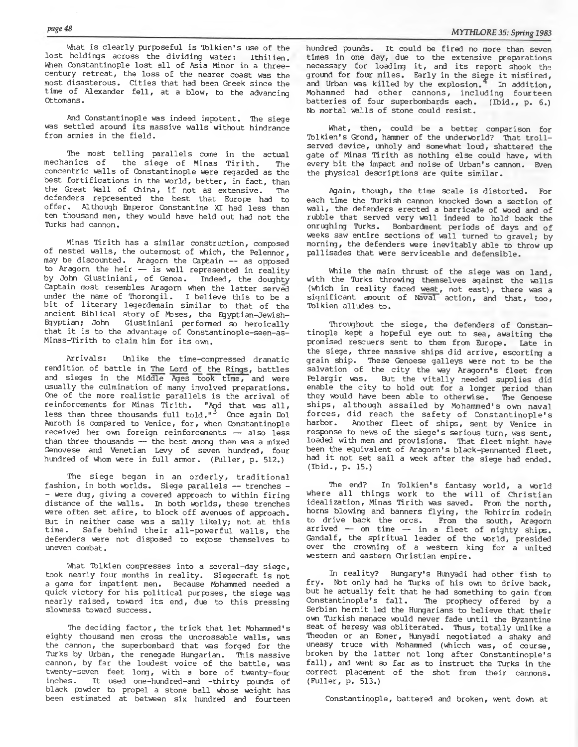What is clearly purposeful is Tolkien's use of the lost holdings across the dividing water: Ithilien. When Constantinople lost all of Asia Minor in a three-century retreat, the loss of the nearer coast was the most disastrous. Cities that had been Greek since the time of Alexander fell, at a blow, to the advancing Ottomans.

And Constantinople was indeed impotent. The siege was settled around its massive walls without hindrance from armies in the field.

The most telling parallels come in the actual mechanics of the siege of Minas Tirith. The concentric walls of Constantinople were regarded as the best fortifications in the world, better, in fact, than the Great Wall of China, if not as extensive. The defenders represented the best that Europe had to offer. Although Emperor Constantine XI had less than ten thousand men, they would have held out had not the Turks had cannon.

Minas Tirith has a similar construction, composed of nested walls, the outermost of which, the Pelennor, may be discounted. Aragorn the Captain — as opposed to Aragorn the heir — is well represented in reality by John Giustiniani, of Genoa. Indeed, the doughty Captain most resembles Aragorn when the latter served under the name of Thorongil. I believe this to be a bit of literary legerdemain similar to that of the ancient Biblical story of Moses, the Egyptian-Jewish-Egyptian; John Giustiniani performed so heroically that it is to the advantage of Constantinople-seen-as-Minas-Tirith to claim him for its own.

Arrivals: Unlike the time-compressed dramatic rendition of battle in The Lord of the Rings, battles and sieges in the Middle Ages took time, and were usually the culmination of many involved preparations. One of the more realistic parallels is the arrival of reinforcements for Minas Tirith. "And that was all, less than three thousands full told."[3] Once again Dol Amroth is compared to Venice, for, when Constantinople received her own foreign reinforcements — also less than three thousands — the best among them was a mixed Genovese and Venetian Levy of seven hundred, four hundred of whom were in full armor. (Fuller, p. 512.)

The siege began in an orderly, traditional fashion, in both worlds. Siege parallels — trenches — were dug, giving a covered approach to within firing distance of the walls. In both worlds, these trenches were often set afire, to block off avenues of approach. But in neither case was a sally likely; not at this time. Safe behind their all-powerful walls, the defenders were not disposed to expose themselves to uneven combat.

What Tolkien compresses into a several-day siege, took nearly four months in reality. Siegecraft is not a game for impatient men. Because Mohammed needed a quick victory for his political purposes, the siege was nearly raised, toward its end, due to this pressing slowness toward success.

The deciding factor, the trick that let Mohammed's eighty thousand men cross the uncrossable walls, was the cannon, the superbombard that was forged for the Turks by Urban, the renegade Hungarian. This massive cannon, by far the loudest voice of the battle, was twenty-seven feet long, with a bore of twenty-four inches. It used one-hundred-and -thirty pounds of black powder to propel a stone ball whose weight has been estimated at between six hundred and fourteen hundred pounds. It could be fired no more than seven times in one day, due to the extensive preparations necessary for loading it, and its report shook the ground for four miles. Early in the siege it misfired, and Urban was killed by the explosion.[4] In addition, Mohammed had other cannons, including fourteen batteries of four superbombards each. (Ibid., p. 6.) No mortal walls of stone could resist.

What, then, could be a better comparison for Tolkien's Grond, hammer of the underworld? That troll-served device, unholy and somewhat loud, shattered the gate of Minas Tirith as nothing else could have, with every bit the impact and noise of Urban's cannon. Even the physical descriptions are quite similar.

Again, though, the time scale is distorted. For each time the Turkish cannon knocked down a section of wall, the defenders erected a barricade of wood and of rubble that served very well indeed to hold back the onrushing Turks. Bombardment periods of days and of weeks saw entire sections of wall turned to gravel; by morning, the defenders were inevitably able to throw up pallisades that were serviceable and defensible.

While the main thrust of the siege was on land, with the Turks throwing themselves against the walls (which in reality faced west, not east), there was a significant amount of Naval action, and that, too, Tolkien alludes to.

Throughout the siege, the defenders of Constantinople kept a hopeful eye out to sea, awaiting the promised rescuers sent to them from Europe. Late in the siege, three massive ships did arrive, escorting a grain ship. These Genoese galleys were not to be the salvation of the city the way Aragorn's fleet from Pelargir was. But the vitally needed supplies did enable the city to hold out for a longer period than they would have been able to otherwise. The Genoese ships, although assailed by Mohammed's own naval forces, did reach the safety of Constantinople's harbor. Another fleet of ships, sent by Venice in response to news of the siege's serious turn, was sent, loaded with men and provisions. That fleet might have been the equivalent of Aragorn's black-pennanted fleet, had it not set sail a week after the siege had ended. (Ibid., p. 15.)

The end? In Tolkien's fantasy world, a world where all things work to the will of Christian idealization, Minas Tirith was saved. From the north, horns blowing and banners flying, the Rohirrim rodein to drive back the orcs. From the south, Aragorn arrived — on time — in a fleet of mighty ships. Gandalf, the spiritual leader of the world, presided over the crowning of a western king for a united western and eastern Christian empire.

In reality? Hungary's Hunyadi had other fish to fry. Not only had he Turks of his own to drive back, but he actually felt that he had something to gain from Constantinople's fall. The prophecy offered by a Serbian hermit led the Hungarians to believe that their own Turkish menace would never fade until the Byzantine seat of heresy was obliterated. Thus, totally unlike a Theoden or an Eomer, Hunyadi negotiated a shaky and uneasy truce with Mohammed (whicch was, of course, broken by the latter not long after Constantinople's fall), and went so far as to instruct the Turks in the correct placement of the shot from their cannons. (Fuller, p. 513.)

Constantinople, battered and broken, went down at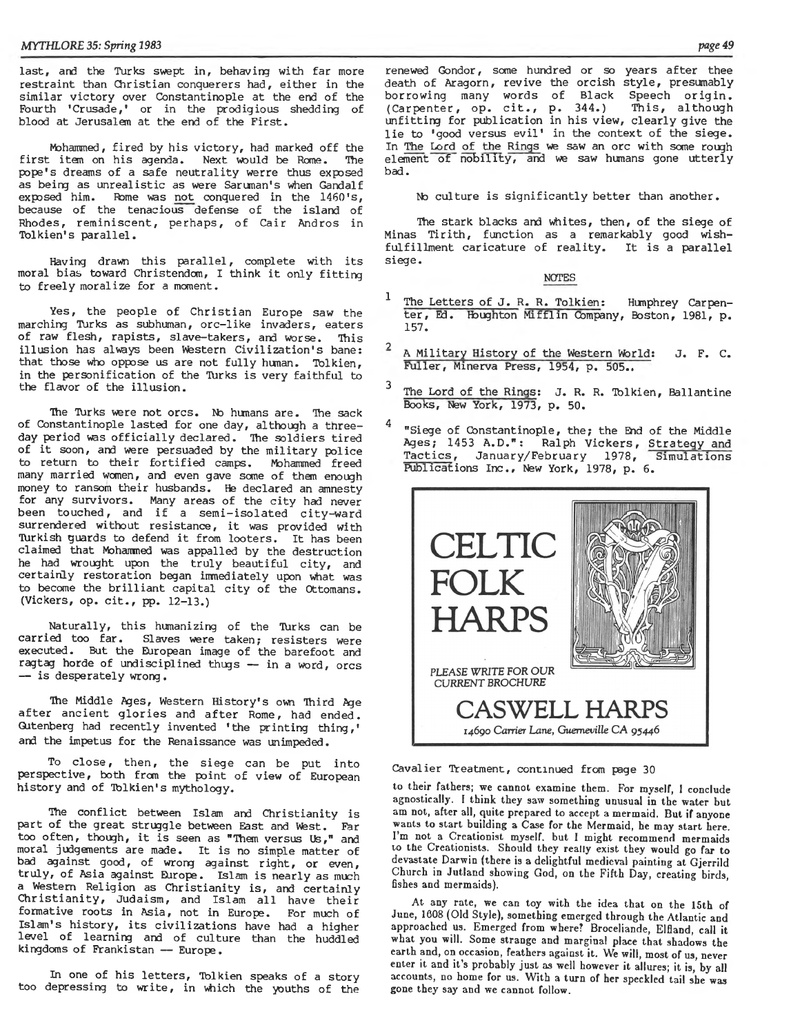last, and the Turks swept in, behaving with far more restraint than Christian conquerers had, either in the similar victory over Constantinople at the end of the Fourth 'Crusade,' or in the prodigious shedding of blood at Jerusalem at the end of the First.

Mohammed, fired by his victory, had marked off the first item on his agenda. Next would be Rome. The pope's dreams of a safe neutrality werre thus exposed as being as unrealistic as were Saruman's when Gandalf exposed him. Rome was not conquered in the 1460's, because of the tenacious defense of the island of Rhodes, reminiscent, perhaps, of Cair Andros in Tolkien's parallel.

Having drawn this parallel, complete with its moral bias toward Christendom, I think it only fitting to freely moralize for a moment.

Yes, the people of Christian Europe saw the marching Turks as subhuman, orc-like invaders, eaters of raw flesh, rapists, slave-takers, and worse. This illusion has always been Western Civilization's bane: that those who oppose us are not fully human. Tolkien, in the personification of the Turks is very faithful to the flavor of the illusion.

The Turks were not orcs. No humans are. The sack of Constantinople lasted for one day, although a three-day period was officially declared. The soldiers tired of it soon, and were persuaded by the military police to return to their fortified camps. Mohammed freed many married women, and even gave some of them enough money to ransom their husbands. He declared an amnesty for any survivors. Many areas of the city had never been touched, and if a semi-isolated city-ward surrendered without resistance, it was provided with Turkish guards to defend it from looters. It has been claimed that Mohammed was appalled by the destruction he had wrought upon the truly beautiful city, and certainly restoration began immediately upon what was to become the brilliant capital city of the Ottomans. (Vickers, op. cit., pp. 12-13.)

Naturally, this humanizing of the Turks can be carried too far. Slaves were taken; resisters were executed. But the European image of the barefoot and ragtag horde of undisciplined thugs — in a word, orcs — is desperately wrong.

The Middle Ages, Western History's own Third Age after ancient glories and after Rome, had ended. Gutenberg had recently invented 'the printing thing,' and the impetus for the Renaissance was unimpeded.

To close, then, the siege can be put into perspective, both from the point of view of European history and of Tolkien's mythology.

The conflict between Islam and Christianity is part of the great struggle between East and West. Far too often, though, it is seen as "Them versus Us," and moral judgements are made. It is no simple matter of bad against good, of wrong against right, or even, truly, of Asia against Europe. Islam is nearly as much a Western Religion as Christianity is, and certainly Christianity, Judaism, and Islam all have their formative roots in Asia, not in Europe. For much of Islam's history, its civilizations have had a higher level of learning and of culture than the huddled kingdoms of Frankistan — Europe.

In one of his letters, Tolkien speaks of a story too depressing to write, in which the youths of the renewed Gondor, some hundred or so years after thee death of Aragorn, revive the orcish style, presumably borrowing many words of Black Speech origin. (Carpenter, op. cit., p. 344.) This, although unfitting for publication in his view, clearly give the lie to 'good versus evil' in the context of the siege. In The Lord of the Rings we saw an orc with some rough element of nobility, and we saw humans gone utterly bad.

No culture is significantly better than another.

The stark blacks and whites, then, of the siege of Minas Tirith, function as a remarkably good wish-fulfillment caricature of reality. It is a parallel siege.

## NOTES

1. The Letters of J. R. R. Tolkien: Humphrey Carpenter, Ed. Houghton Mifflin Company, Boston, 1981, p. 157.
2. A Military History of the Western World: J. F. C. Fuller, Minerva Press, 1954, p. 505..
3. The Lord of the Rings: J. R. R. Tolkien, Ballantine Books, New York, 1973, p. 50.
4. "Siege of Constantinople, the; the End of the Middle Ages; 1453 A.D.": Ralph Vickers, Strategy and Tactics, January/February 1978, Simulations Publications Inc., New York, 1978, p. 6.

CELTIC FOLK HARPS

PLEASE WRITE FOR OUR CURRENT BROCHURE

CASWELL HARPS

14690 Carrier Lane, Guerneville CA 95446

Cavalier Treatment, continued from page 30

to their fathers; we cannot examine them. For myself, I conclude agnostically. I think they saw something unusual in the water but am not, after all, quite prepared to accept a mermaid. But if anyone wants to start building a Case for the Mermaid, he may start here. I'm not a Creationist myself, but I might recommend mermaids to the Creationists. Should they really exist they would go far to devastate Darwin (there is a delightful medieval painting at Gjerrild Church in Jutland showing God, on the Fifth Day, creating birds, fishes and mermaids).

At any rate, we can toy with the idea that on the 15th of June, 1608 (Old Style), something emerged through the Atlantic and approached us. Emerged from where? Broceliande, Elfland, call it what you will. Some strange and marginal place that shadows the earth and, on occasion, feathers against it. We will, most of us, never enter it and it's probably just as well however it allures; it is, by all accounts, no home for us. With a turn of her speckled tail she was gone they say and we cannot follow.